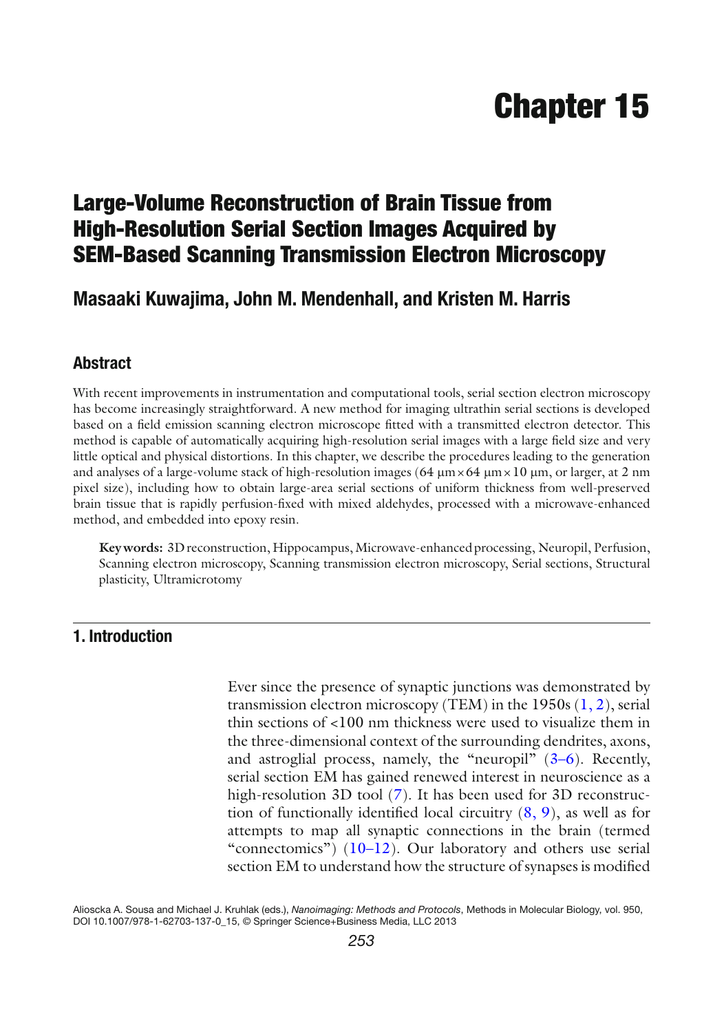# Chapter 15

## Large-Volume Reconstruction of Brain Tissue from High-Resolution Serial Section Images Acquired by SEM-Based Scanning Transmission Electron Microscopy

### Masaaki Kuwajima, John M. Mendenhall, and Kristen M. Harris

### Abstract

With recent improvements in instrumentation and computational tools, serial section electron microscopy has become increasingly straightforward. A new method for imaging ultrathin serial sections is developed based on a field emission scanning electron microscope fitted with a transmitted electron detector. This method is capable of automatically acquiring high-resolution serial images with a large field size and very little optical and physical distortions. In this chapter, we describe the procedures leading to the generation and analyses of a large-volume stack of high-resolution images (64 μm × 64 μm × 10 μm, or larger, at 2 nm pixel size), including how to obtain large-area serial sections of uniform thickness from well-preserved brain tissue that is rapidly perfusion-fixed with mixed aldehydes, processed with a microwave-enhanced method, and embedded into epoxy resin.

**Key words:** 3D reconstruction, Hippocampus, Microwave-enhanced processing, Neuropil, Perfusion, Scanning electron microscopy, Scanning transmission electron microscopy, Serial sections, Structural plasticity, Ultramicrotomy

## 1. Introduction

Ever since the presence of synaptic junctions was demonstrated by transmission electron microscopy (TEM) in the 1950s (1, 2), serial thin sections of <100 nm thickness were used to visualize them in the three-dimensional context of the surrounding dendrites, axons, and astroglial process, namely, the "neuropil" (3–6). Recently, serial section EM has gained renewed interest in neuroscience as a high-resolution 3D tool (7). It has been used for 3D reconstruction of functionally identified local circuitry (8, 9), as well as for attempts to map all synaptic connections in the brain (termed "connectomics") (10–12). Our laboratory and others use serial section EM to understand how the structure of synapses is modified

Alioscka A. Sousa and Michael J. Kruhlak (eds.), *Nanoimaging: Methods and Protocols*, Methods in Molecular Biology, vol. 950, DOI 10.1007/978-1-62703-137-0_15, © Springer Science+Business Media, LLC 2013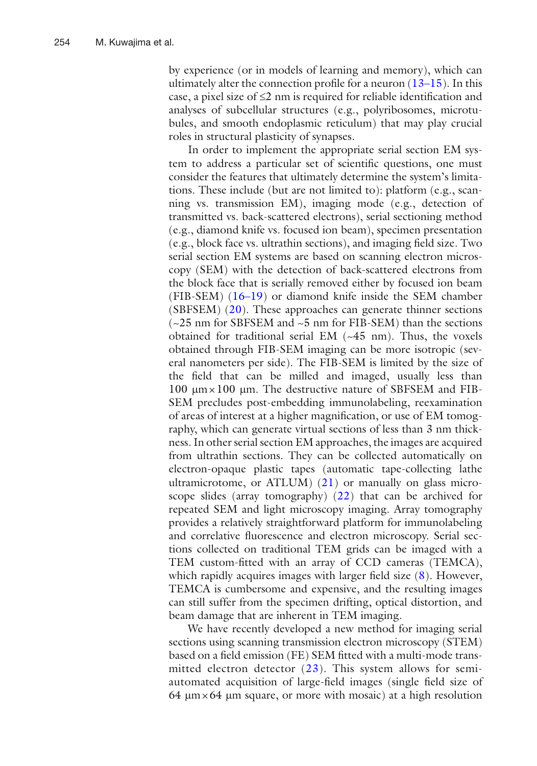by experience (or in models of learning and memory), which can ultimately alter the connection profile for a neuron (13–15). In this case, a pixel size of ≤2 nm is required for reliable identification and analyses of subcellular structures (e.g., polyribosomes, microtubules, and smooth endoplasmic reticulum) that may play crucial roles in structural plasticity of synapses.

In order to implement the appropriate serial section EM system to address a particular set of scientific questions, one must consider the features that ultimately determine the system's limitations. These include (but are not limited to): platform (e.g., scanning vs. transmission EM), imaging mode (e.g., detection of transmitted vs. back-scattered electrons), serial sectioning method (e.g., diamond knife vs. focused ion beam), specimen presentation (e.g., block face vs. ultrathin sections), and imaging field size. Two serial section EM systems are based on scanning electron microscopy (SEM) with the detection of back-scattered electrons from the block face that is serially removed either by focused ion beam (FIB-SEM) (16–19) or diamond knife inside the SEM chamber (SBFSEM) (20). These approaches can generate thinner sections (~25 nm for SBFSEM and ~5 nm for FIB-SEM) than the sections obtained for traditional serial EM (~45 nm). Thus, the voxels obtained through FIB-SEM imaging can be more isotropic (several nanometers per side). The FIB-SEM is limited by the size of the field that can be milled and imaged, usually less than 100 μm × 100 μm. The destructive nature of SBFSEM and FIB-SEM precludes post-embedding immunolabeling, reexamination of areas of interest at a higher magnification, or use of EM tomography, which can generate virtual sections of less than 3 nm thickness. In other serial section EM approaches, the images are acquired from ultrathin sections. They can be collected automatically on electron-opaque plastic tapes (automatic tape-collecting lathe ultramicrotome, or ATLUM) (21) or manually on glass microscope slides (array tomography) (22) that can be archived for repeated SEM and light microscopy imaging. Array tomography provides a relatively straightforward platform for immunolabeling and correlative fluorescence and electron microscopy. Serial sections collected on traditional TEM grids can be imaged with a TEM custom-fitted with an array of CCD cameras (TEMCA), which rapidly acquires images with larger field size (8). However, TEMCA is cumbersome and expensive, and the resulting images can still suffer from the specimen drifting, optical distortion, and beam damage that are inherent in TEM imaging.

We have recently developed a new method for imaging serial sections using scanning transmission electron microscopy (STEM) based on a field emission (FE) SEM fitted with a multi-mode transmitted electron detector (23). This system allows for semi-automated acquisition of large-field images (single field size of 64 μm × 64 μm square, or more with mosaic) at a high resolution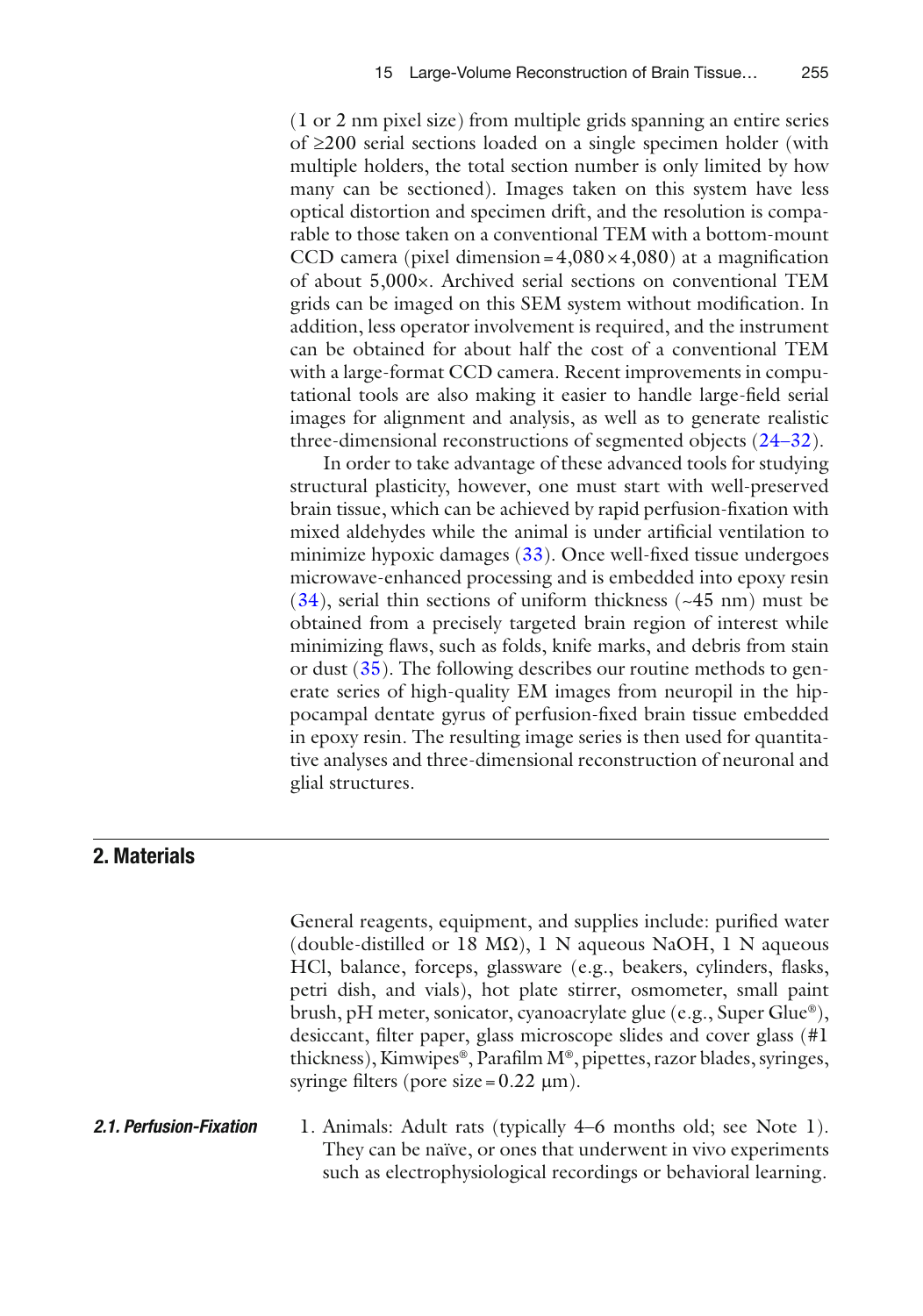(1 or 2 nm pixel size) from multiple grids spanning an entire series of ≥200 serial sections loaded on a single specimen holder (with multiple holders, the total section number is only limited by how many can be sectioned). Images taken on this system have less optical distortion and specimen drift, and the resolution is comparable to those taken on a conventional TEM with a bottom-mount CCD camera (pixel dimension = 4,080 × 4,080) at a magnification of about 5,000×. Archived serial sections on conventional TEM grids can be imaged on this SEM system without modification. In addition, less operator involvement is required, and the instrument can be obtained for about half the cost of a conventional TEM with a large-format CCD camera. Recent improvements in computational tools are also making it easier to handle large-field serial images for alignment and analysis, as well as to generate realistic three-dimensional reconstructions of segmented objects (24–32).

In order to take advantage of these advanced tools for studying structural plasticity, however, one must start with well-preserved brain tissue, which can be achieved by rapid perfusion-fixation with mixed aldehydes while the animal is under artificial ventilation to minimize hypoxic damages (33). Once well-fixed tissue undergoes microwave-enhanced processing and is embedded into epoxy resin (34), serial thin sections of uniform thickness (~45 nm) must be obtained from a precisely targeted brain region of interest while minimizing flaws, such as folds, knife marks, and debris from stain or dust (35). The following describes our routine methods to generate series of high-quality EM images from neuropil in the hippocampal dentate gyrus of perfusion-fixed brain tissue embedded in epoxy resin. The resulting image series is then used for quantitative analyses and three-dimensional reconstruction of neuronal and glial structures.

## 2. Materials

General reagents, equipment, and supplies include: purified water (double-distilled or 18 MΩ), 1 N aqueous NaOH, 1 N aqueous HCl, balance, forceps, glassware (e.g., beakers, cylinders, flasks, petri dish, and vials), hot plate stirrer, osmometer, small paint brush, pH meter, sonicator, cyanoacrylate glue (e.g., Super Glue®), desiccant, filter paper, glass microscope slides and cover glass (#1 thickness), Kimwipes®, Parafilm M®, pipettes, razor blades, syringes, syringe filters (pore size = 0.22 μm).

### 2.1. Perfusion-Fixation

1. Animals: Adult rats (typically 4–6 months old; see Note 1). They can be naïve, or ones that underwent in vivo experiments such as electrophysiological recordings or behavioral learning.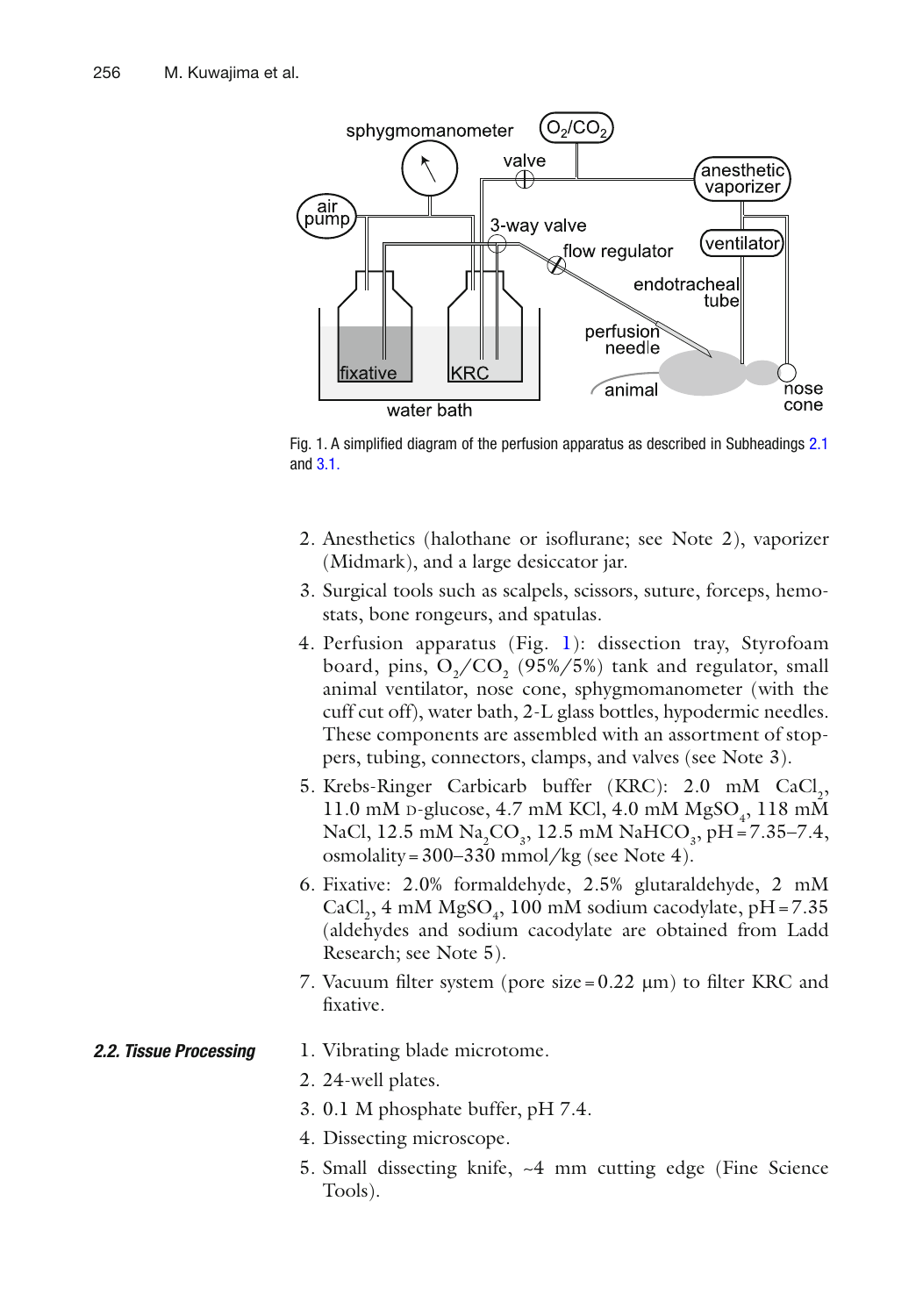Fig. 1. A simplified diagram of the perfusion apparatus as described in Subheadings 2.1 and 3.1.

2. Anesthetics (halothane or isoflurane; see Note 2), vaporizer (Midmark), and a large desiccator jar.
3. Surgical tools such as scalpels, scissors, suture, forceps, hemostats, bone rongeurs, and spatulas.
4. Perfusion apparatus (Fig. 1): dissection tray, Styrofoam board, pins, $O_2/CO_2$ (95%/5%) tank and regulator, small animal ventilator, nose cone, sphygmomanometer (with the cuff cut off), water bath, 2-L glass bottles, hypodermic needles. These components are assembled with an assortment of stoppers, tubing, connectors, clamps, and valves (see Note 3).
5. Krebs-Ringer Carbicarb buffer (KRC): 2.0 mM $CaCl_2$, 11.0 mM D-glucose, 4.7 mM KCl, 4.0 mM $MgSO_4$, 118 mM NaCl, 12.5 mM $Na_2CO_3$, 12.5 mM $NaHCO_3$, pH = 7.35–7.4, osmolality = 300–330 mmol/kg (see Note 4).
6. Fixative: 2.0% formaldehyde, 2.5% glutaraldehyde, 2 mM $CaCl_2$, 4 mM $MgSO_4$, 100 mM sodium cacodylate, pH = 7.35 (aldehydes and sodium cacodylate are obtained from Ladd Research; see Note 5).
7. Vacuum filter system (pore size = 0.22 μm) to filter KRC and fixative.

### 2.2. Tissue Processing

1. Vibrating blade microtome.
2. 24-well plates.
3. 0.1 M phosphate buffer, pH 7.4.
4. Dissecting microscope.
5. Small dissecting knife, ~4 mm cutting edge (Fine Science Tools).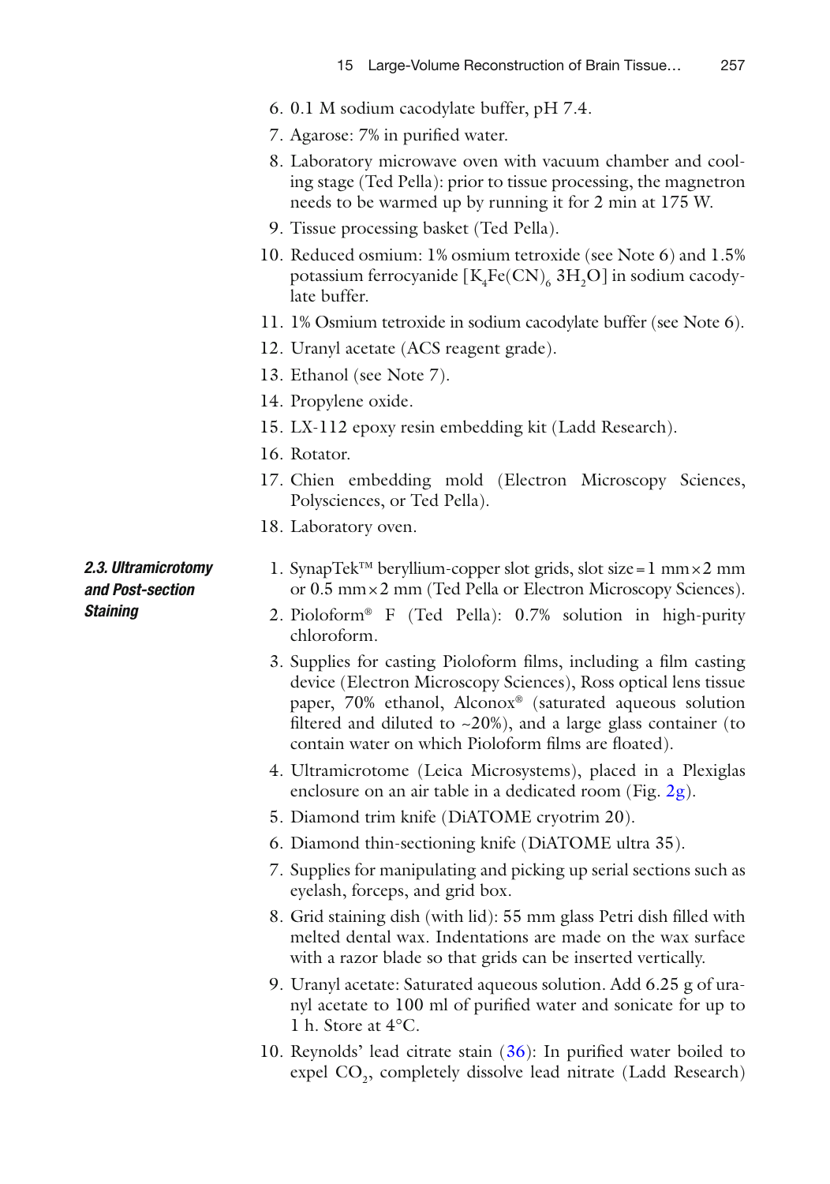6. 0.1 M sodium cacodylate buffer, pH 7.4.
7. Agarose: 7% in purified water.
8. Laboratory microwave oven with vacuum chamber and cooling stage (Ted Pella): prior to tissue processing, the magnetron needs to be warmed up by running it for 2 min at 175 W.
9. Tissue processing basket (Ted Pella).
10. Reduced osmium: 1% osmium tetroxide (see Note 6) and 1.5% potassium ferrocyanide [$K_4Fe(CN)_6$ $3H_2O$] in sodium cacodylate buffer.
11. 1% Osmium tetroxide in sodium cacodylate buffer (see Note 6).
12. Uranyl acetate (ACS reagent grade).
13. Ethanol (see Note 7).
14. Propylene oxide.
15. LX-112 epoxy resin embedding kit (Ladd Research).
16. Rotator.
17. Chien embedding mold (Electron Microscopy Sciences, Polysciences, or Ted Pella).
18. Laboratory oven.

### 2.3. Ultramicrotomy and Post-section Staining

1. SynapTek™ beryllium-copper slot grids, slot size = 1 mm × 2 mm or 0.5 mm × 2 mm (Ted Pella or Electron Microscopy Sciences).
2. Pioloform® F (Ted Pella): 0.7% solution in high-purity chloroform.
3. Supplies for casting Pioloform films, including a film casting device (Electron Microscopy Sciences), Ross optical lens tissue paper, 70% ethanol, Alconox® (saturated aqueous solution filtered and diluted to ~20%), and a large glass container (to contain water on which Pioloform films are floated).
4. Ultramicrotome (Leica Microsystems), placed in a Plexiglas enclosure on an air table in a dedicated room (Fig. 2g).
5. Diamond trim knife (DiATOME cryotrim 20).
6. Diamond thin-sectioning knife (DiATOME ultra 35).
7. Supplies for manipulating and picking up serial sections such as eyelash, forceps, and grid box.
8. Grid staining dish (with lid): 55 mm glass Petri dish filled with melted dental wax. Indentations are made on the wax surface with a razor blade so that grids can be inserted vertically.
9. Uranyl acetate: Saturated aqueous solution. Add 6.25 g of uranyl acetate to 100 ml of purified water and sonicate for up to 1 h. Store at 4°C.
10. Reynolds' lead citrate stain (36): In purified water boiled to expel $CO_2$, completely dissolve lead nitrate (Ladd Research)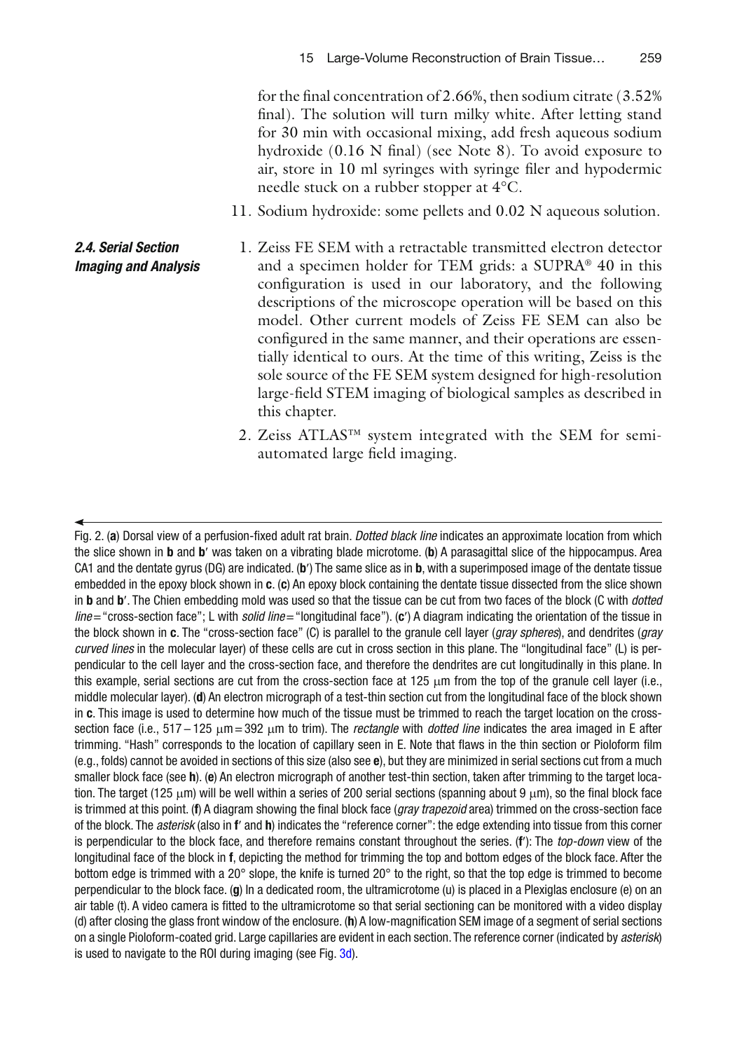for the final concentration of 2.66%, then sodium citrate (3.52% final). The solution will turn milky white. After letting stand for 30 min with occasional mixing, add fresh aqueous sodium hydroxide (0.16 N final) (see Note 8). To avoid exposure to air, store in 10 ml syringes with syringe filer and hypodermic needle stuck on a rubber stopper at 4°C.

11. Sodium hydroxide: some pellets and 0.02 N aqueous solution.

### *2.4. Serial Section Imaging and Analysis*

1. Zeiss FE SEM with a retractable transmitted electron detector and a specimen holder for TEM grids: a SUPRA® 40 in this configuration is used in our laboratory, and the following descriptions of the microscope operation will be based on this model. Other current models of Zeiss FE SEM can also be configured in the same manner, and their operations are essentially identical to ours. At the time of this writing, Zeiss is the sole source of the FE SEM system designed for high-resolution large-field STEM imaging of biological samples as described in this chapter.
2. Zeiss ATLAS™ system integrated with the SEM for semi-automated large field imaging.

Fig. 2. (**a**) Dorsal view of a perfusion-fixed adult rat brain. *Dotted black line* indicates an approximate location from which the slice shown in **b** and **b′** was taken on a vibrating blade microtome. (**b**) A parasagittal slice of the hippocampus. Area CA1 and the dentate gyrus (DG) are indicated. (**b′**) The same slice as in **b**, with a superimposed image of the dentate tissue embedded in the epoxy block shown in **c**. (**c**) An epoxy block containing the dentate tissue dissected from the slice shown in **b** and **b′**. The Chien embedding mold was used so that the tissue can be cut from two faces of the block (C with *dotted line* = "cross-section face"; L with *solid line* = "longitudinal face"). (**c′**) A diagram indicating the orientation of the tissue in the block shown in **c**. The "cross-section face" (C) is parallel to the granule cell layer (*gray spheres*), and dendrites (*gray curved lines* in the molecular layer) of these cells are cut in cross section in this plane. The "longitudinal face" (L) is perpendicular to the cell layer and the cross-section face, and therefore the dendrites are cut longitudinally in this plane. In this example, serial sections are cut from the cross-section face at 125 μm from the top of the granule cell layer (i.e., middle molecular layer). (**d**) An electron micrograph of a test-thin section cut from the longitudinal face of the block shown in **c**. This image is used to determine how much of the tissue must be trimmed to reach the target location on the cross-section face (i.e., 517 – 125 μm = 392 μm to trim). The *rectangle* with *dotted line* indicates the area imaged in E after trimming. "Hash" corresponds to the location of capillary seen in E. Note that flaws in the thin section or Pioloform film (e.g., folds) cannot be avoided in sections of this size (also see **e**), but they are minimized in serial sections cut from a much smaller block face (see **h**). (**e**) An electron micrograph of another test-thin section, taken after trimming to the target location. The target (125 μm) will be well within a series of 200 serial sections (spanning about 9 μm), so the final block face is trimmed at this point. (**f**) A diagram showing the final block face (*gray trapezoid* area) trimmed on the cross-section face of the block. The *asterisk* (also in **f′** and **h**) indicates the "reference corner": the edge extending into tissue from this corner is perpendicular to the block face, and therefore remains constant throughout the series. (**f′**): The *top-down* view of the longitudinal face of the block in **f**, depicting the method for trimming the top and bottom edges of the block face. After the bottom edge is trimmed with a 20° slope, the knife is turned 20° to the right, so that the top edge is trimmed to become perpendicular to the block face. (**g**) In a dedicated room, the ultramicrotome (u) is placed in a Plexiglas enclosure (e) on an air table (t). A video camera is fitted to the ultramicrotome so that serial sectioning can be monitored with a video display (d) after closing the glass front window of the enclosure. (**h**) A low-magnification SEM image of a segment of serial sections on a single Pioloform-coated grid. Large capillaries are evident in each section. The reference corner (indicated by *asterisk*) is used to navigate to the ROI during imaging (see Fig. 3d).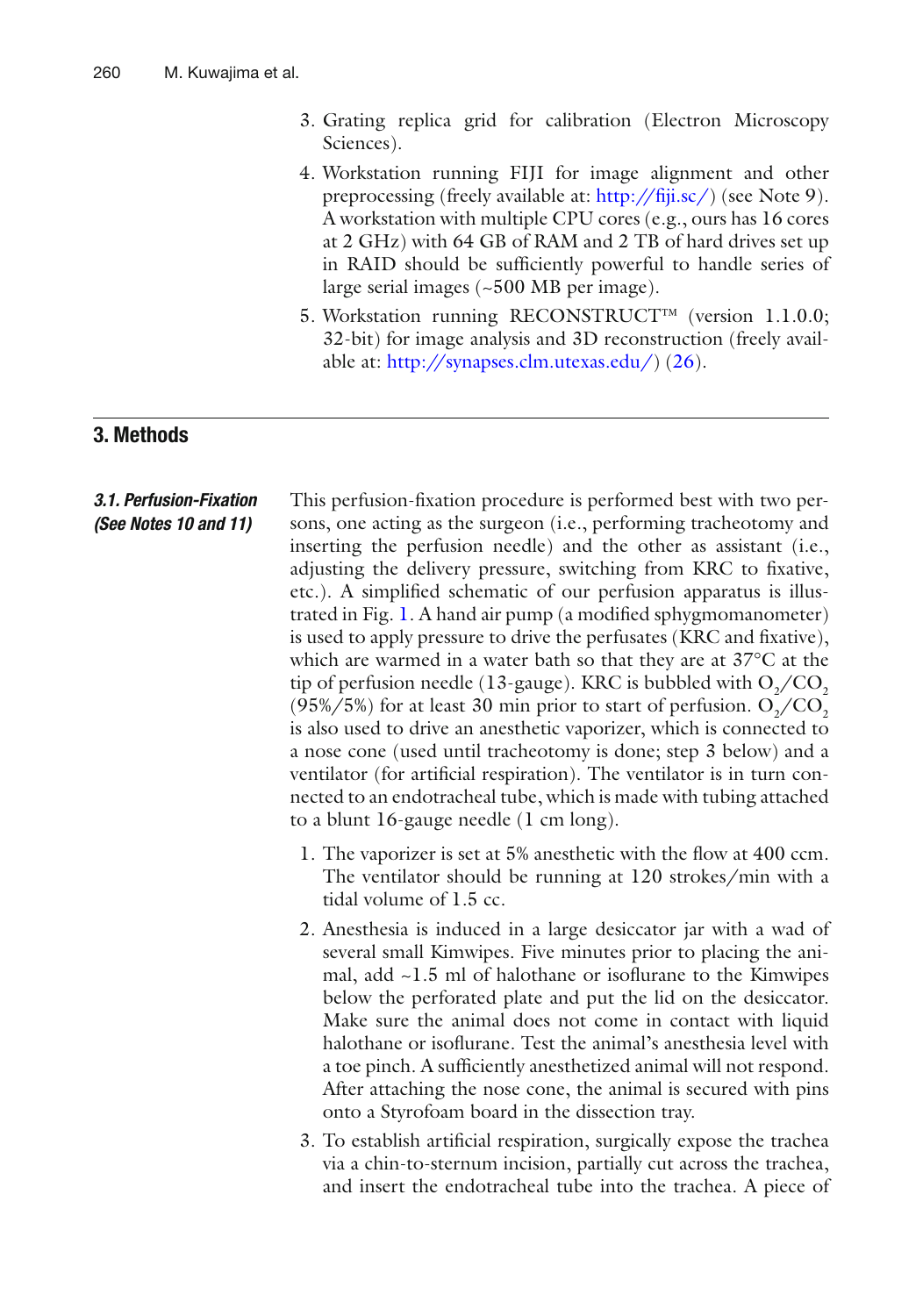3. Grating replica grid for calibration (Electron Microscopy Sciences).
4. Workstation running FIJI for image alignment and other preprocessing (freely available at: http://fiji.sc/) (see Note 9). A workstation with multiple CPU cores (e.g., ours has 16 cores at 2 GHz) with 64 GB of RAM and 2 TB of hard drives set up in RAID should be sufficiently powerful to handle series of large serial images (~500 MB per image).
5. Workstation running RECONSTRUCT™ (version 1.1.0.0; 32-bit) for image analysis and 3D reconstruction (freely available at: http://synapses.clm.utexas.edu/) (26).

## 3. Methods

### *3.1. Perfusion-Fixation (See Notes 10 and 11)*

This perfusion-fixation procedure is performed best with two persons, one acting as the surgeon (i.e., performing tracheotomy and inserting the perfusion needle) and the other as assistant (i.e., adjusting the delivery pressure, switching from KRC to fixative, etc.). A simplified schematic of our perfusion apparatus is illustrated in Fig. 1. A hand air pump (a modified sphygmomanometer) is used to apply pressure to drive the perfusates (KRC and fixative), which are warmed in a water bath so that they are at 37°C at the tip of perfusion needle (13-gauge). KRC is bubbled with $O_2/CO_2$ (95%/5%) for at least 30 min prior to start of perfusion. $O_2/CO_2$ is also used to drive an anesthetic vaporizer, which is connected to a nose cone (used until tracheotomy is done; step 3 below) and a ventilator (for artificial respiration). The ventilator is in turn connected to an endotracheal tube, which is made with tubing attached to a blunt 16-gauge needle (1 cm long).

1. The vaporizer is set at 5% anesthetic with the flow at 400 ccm. The ventilator should be running at 120 strokes/min with a tidal volume of 1.5 cc.
2. Anesthesia is induced in a large desiccator jar with a wad of several small Kimwipes. Five minutes prior to placing the animal, add ~1.5 ml of halothane or isoflurane to the Kimwipes below the perforated plate and put the lid on the desiccator. Make sure the animal does not come in contact with liquid halothane or isoflurane. Test the animal's anesthesia level with a toe pinch. A sufficiently anesthetized animal will not respond. After attaching the nose cone, the animal is secured with pins onto a Styrofoam board in the dissection tray.
3. To establish artificial respiration, surgically expose the trachea via a chin-to-sternum incision, partially cut across the trachea, and insert the endotracheal tube into the trachea. A piece of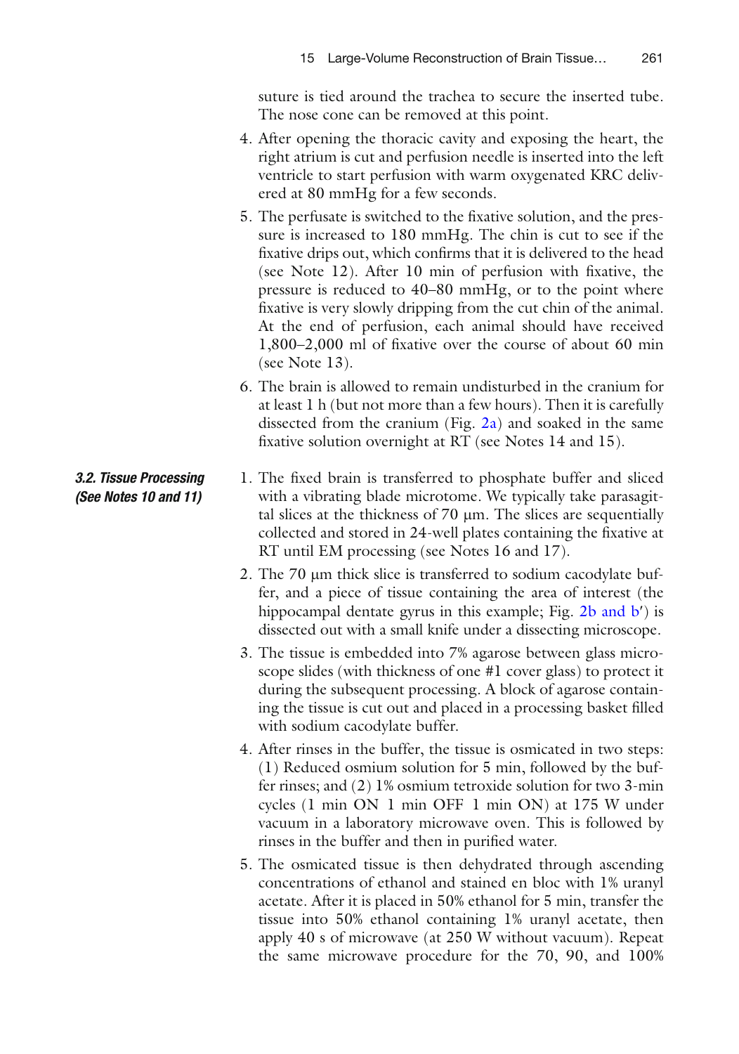suture is tied around the trachea to secure the inserted tube. The nose cone can be removed at this point.

4. After opening the thoracic cavity and exposing the heart, the right atrium is cut and perfusion needle is inserted into the left ventricle to start perfusion with warm oxygenated KRC delivered at 80 mmHg for a few seconds.

5. The perfusate is switched to the fixative solution, and the pressure is increased to 180 mmHg. The chin is cut to see if the fixative drips out, which confirms that it is delivered to the head (see Note 12). After 10 min of perfusion with fixative, the pressure is reduced to 40–80 mmHg, or to the point where fixative is very slowly dripping from the cut chin of the animal. At the end of perfusion, each animal should have received 1,800–2,000 ml of fixative over the course of about 60 min (see Note 13).

6. The brain is allowed to remain undisturbed in the cranium for at least 1 h (but not more than a few hours). Then it is carefully dissected from the cranium (Fig. 2a) and soaked in the same fixative solution overnight at RT (see Notes 14 and 15).

### *3.2. Tissue Processing (See Notes 10 and 11)*

1. The fixed brain is transferred to phosphate buffer and sliced with a vibrating blade microtome. We typically take parasagittal slices at the thickness of 70 μm. The slices are sequentially collected and stored in 24-well plates containing the fixative at RT until EM processing (see Notes 16 and 17).

2. The 70 μm thick slice is transferred to sodium cacodylate buffer, and a piece of tissue containing the area of interest (the hippocampal dentate gyrus in this example; Fig. 2b and b′) is dissected out with a small knife under a dissecting microscope.

3. The tissue is embedded into 7% agarose between glass microscope slides (with thickness of one #1 cover glass) to protect it during the subsequent processing. A block of agarose containing the tissue is cut out and placed in a processing basket filled with sodium cacodylate buffer.

4. After rinses in the buffer, the tissue is osmicated in two steps: (1) Reduced osmium solution for 5 min, followed by the buffer rinses; and (2) 1% osmium tetroxide solution for two 3-min cycles (1 min ON 1 min OFF 1 min ON) at 175 W under vacuum in a laboratory microwave oven. This is followed by rinses in the buffer and then in purified water.

5. The osmicated tissue is then dehydrated through ascending concentrations of ethanol and stained en bloc with 1% uranyl acetate. After it is placed in 50% ethanol for 5 min, transfer the tissue into 50% ethanol containing 1% uranyl acetate, then apply 40 s of microwave (at 250 W without vacuum). Repeat the same microwave procedure for the 70, 90, and 100%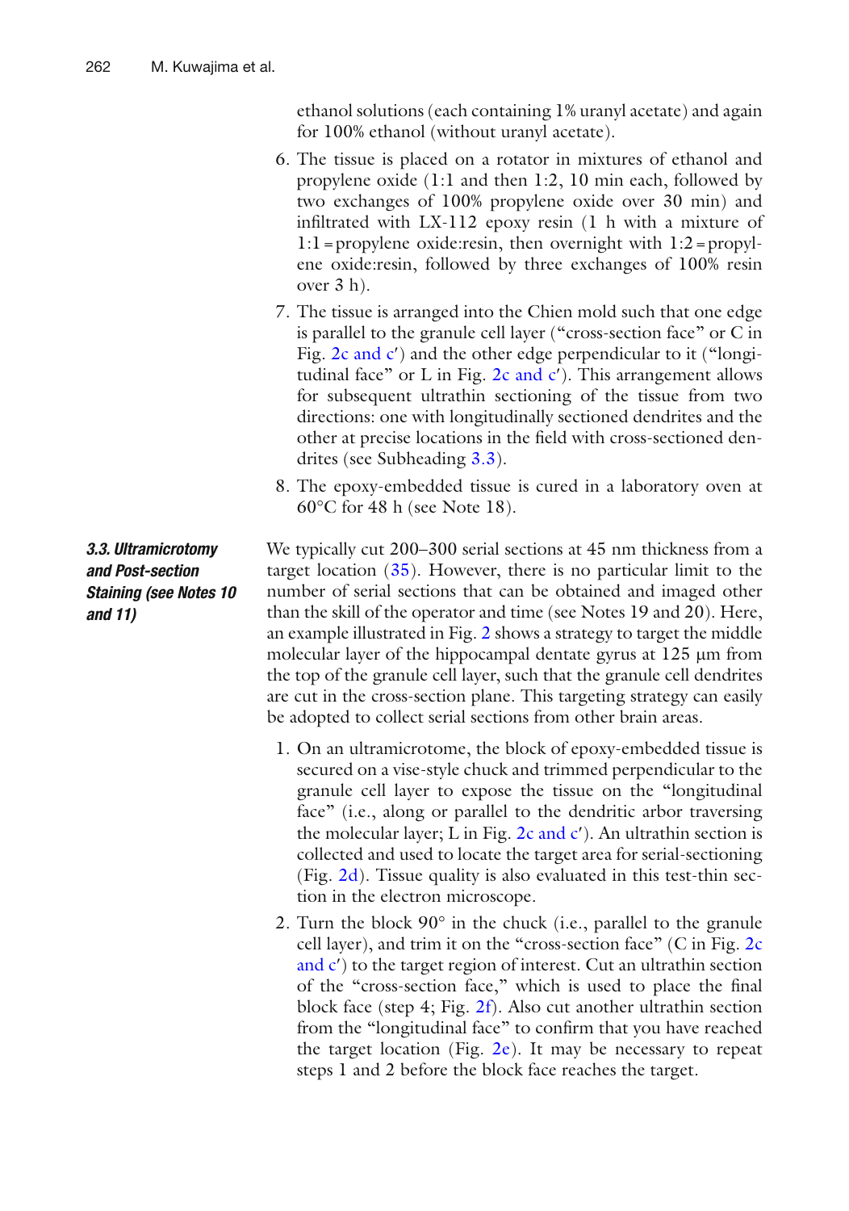ethanol solutions (each containing 1% uranyl acetate) and again for 100% ethanol (without uranyl acetate).

6. The tissue is placed on a rotator in mixtures of ethanol and propylene oxide (1:1 and then 1:2, 10 min each, followed by two exchanges of 100% propylene oxide over 30 min) and infiltrated with LX-112 epoxy resin (1 h with a mixture of 1:1 = propylene oxide:resin, then overnight with 1:2 = propylene oxide:resin, followed by three exchanges of 100% resin over 3 h).
7. The tissue is arranged into the Chien mold such that one edge is parallel to the granule cell layer ("cross-section face" or C in Fig. 2c and c′) and the other edge perpendicular to it ("longitudinal face" or L in Fig. 2c and c′). This arrangement allows for subsequent ultrathin sectioning of the tissue from two directions: one with longitudinally sectioned dendrites and the other at precise locations in the field with cross-sectioned dendrites (see Subheading 3.3).
8. The epoxy-embedded tissue is cured in a laboratory oven at 60°C for 48 h (see Note 18).

### *3.3. Ultramicrotomy and Post-section Staining (see Notes 10 and 11)*

We typically cut 200–300 serial sections at 45 nm thickness from a target location (35). However, there is no particular limit to the number of serial sections that can be obtained and imaged other than the skill of the operator and time (see Notes 19 and 20). Here, an example illustrated in Fig. 2 shows a strategy to target the middle molecular layer of the hippocampal dentate gyrus at 125 μm from the top of the granule cell layer, such that the granule cell dendrites are cut in the cross-section plane. This targeting strategy can easily be adopted to collect serial sections from other brain areas.

1. On an ultramicrotome, the block of epoxy-embedded tissue is secured on a vise-style chuck and trimmed perpendicular to the granule cell layer to expose the tissue on the "longitudinal face" (i.e., along or parallel to the dendritic arbor traversing the molecular layer; L in Fig. 2c and c′). An ultrathin section is collected and used to locate the target area for serial-sectioning (Fig. 2d). Tissue quality is also evaluated in this test-thin section in the electron microscope.
2. Turn the block 90° in the chuck (i.e., parallel to the granule cell layer), and trim it on the "cross-section face" (C in Fig. 2c and c′) to the target region of interest. Cut an ultrathin section of the "cross-section face," which is used to place the final block face (step 4; Fig. 2f). Also cut another ultrathin section from the "longitudinal face" to confirm that you have reached the target location (Fig. 2e). It may be necessary to repeat steps 1 and 2 before the block face reaches the target.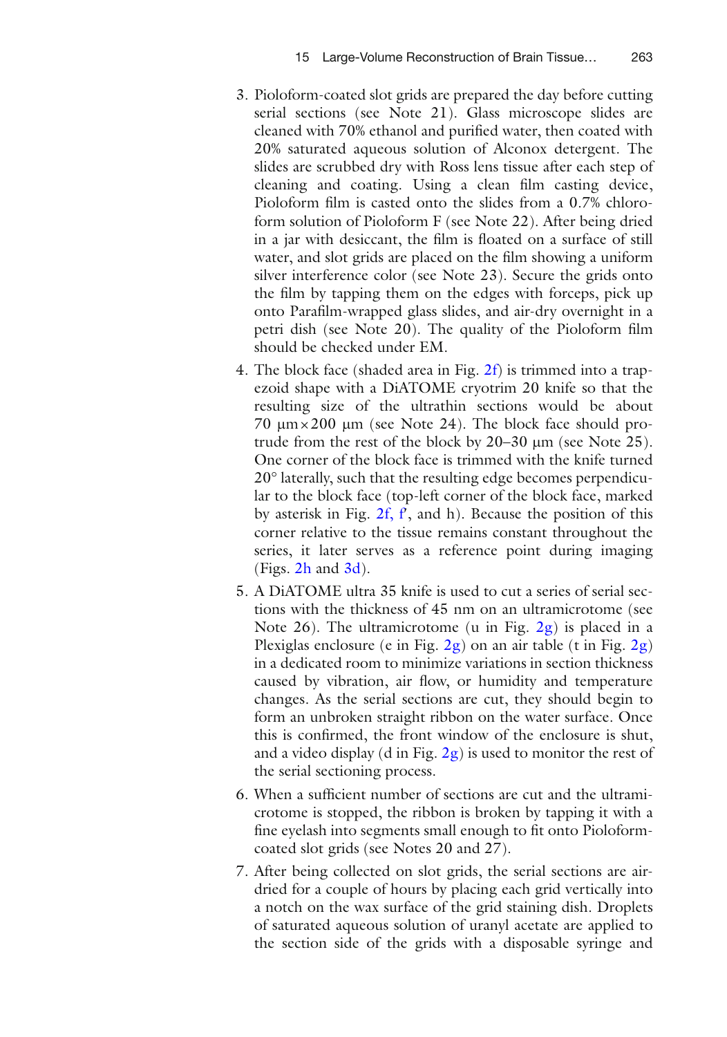3. Pioloform-coated slot grids are prepared the day before cutting serial sections (see Note 21). Glass microscope slides are cleaned with 70% ethanol and purified water, then coated with 20% saturated aqueous solution of Alconox detergent. The slides are scrubbed dry with Ross lens tissue after each step of cleaning and coating. Using a clean film casting device, Pioloform film is casted onto the slides from a 0.7% chloroform solution of Pioloform F (see Note 22). After being dried in a jar with desiccant, the film is floated on a surface of still water, and slot grids are placed on the film showing a uniform silver interference color (see Note 23). Secure the grids onto the film by tapping them on the edges with forceps, pick up onto Parafilm-wrapped glass slides, and air-dry overnight in a petri dish (see Note 20). The quality of the Pioloform film should be checked under EM.
4. The block face (shaded area in Fig. 2f) is trimmed into a trapezoid shape with a DiATOME cryotrim 20 knife so that the resulting size of the ultrathin sections would be about 70 μm × 200 μm (see Note 24). The block face should protrude from the rest of the block by 20–30 μm (see Note 25). One corner of the block face is trimmed with the knife turned 20° laterally, such that the resulting edge becomes perpendicular to the block face (top-left corner of the block face, marked by asterisk in Fig. 2f, f′, and h). Because the position of this corner relative to the tissue remains constant throughout the series, it later serves as a reference point during imaging (Figs. 2h and 3d).
5. A DiATOME ultra 35 knife is used to cut a series of serial sections with the thickness of 45 nm on an ultramicrotome (see Note 26). The ultramicrotome (u in Fig. 2g) is placed in a Plexiglas enclosure (e in Fig. 2g) on an air table (t in Fig. 2g) in a dedicated room to minimize variations in section thickness caused by vibration, air flow, or humidity and temperature changes. As the serial sections are cut, they should begin to form an unbroken straight ribbon on the water surface. Once this is confirmed, the front window of the enclosure is shut, and a video display (d in Fig. 2g) is used to monitor the rest of the serial sectioning process.
6. When a sufficient number of sections are cut and the ultramicrotome is stopped, the ribbon is broken by tapping it with a fine eyelash into segments small enough to fit onto Pioloform-coated slot grids (see Notes 20 and 27).
7. After being collected on slot grids, the serial sections are air-dried for a couple of hours by placing each grid vertically into a notch on the wax surface of the grid staining dish. Droplets of saturated aqueous solution of uranyl acetate are applied to the section side of the grids with a disposable syringe and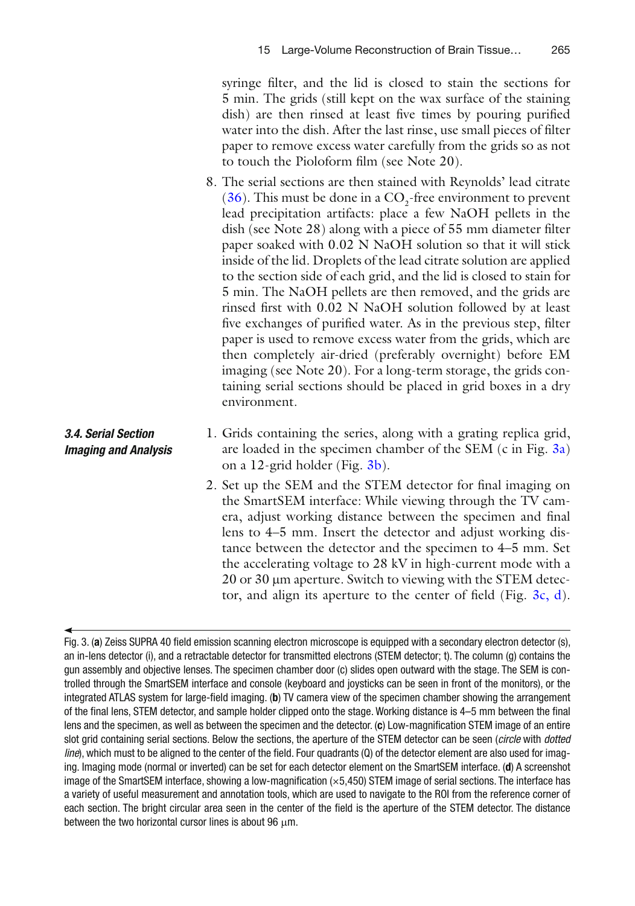syringe filter, and the lid is closed to stain the sections for 5 min. The grids (still kept on the wax surface of the staining dish) are then rinsed at least five times by pouring purified water into the dish. After the last rinse, use small pieces of filter paper to remove excess water carefully from the grids so as not to touch the Pioloform film (see Note 20).

8. The serial sections are then stained with Reynolds' lead citrate (36). This must be done in a $CO_2$-free environment to prevent lead precipitation artifacts: place a few NaOH pellets in the dish (see Note 28) along with a piece of 55 mm diameter filter paper soaked with 0.02 N NaOH solution so that it will stick inside of the lid. Droplets of the lead citrate solution are applied to the section side of each grid, and the lid is closed to stain for 5 min. The NaOH pellets are then removed, and the grids are rinsed first with 0.02 N NaOH solution followed by at least five exchanges of purified water. As in the previous step, filter paper is used to remove excess water from the grids, which are then completely air-dried (preferably overnight) before EM imaging (see Note 20). For a long-term storage, the grids containing serial sections should be placed in grid boxes in a dry environment.

### 3.4. Serial Section Imaging and Analysis

1. Grids containing the series, along with a grating replica grid, are loaded in the specimen chamber of the SEM (c in Fig. 3a) on a 12-grid holder (Fig. 3b).
2. Set up the SEM and the STEM detector for final imaging on the SmartSEM interface: While viewing through the TV camera, adjust working distance between the specimen and final lens to 4–5 mm. Insert the detector and adjust working distance between the detector and the specimen to 4–5 mm. Set the accelerating voltage to 28 kV in high-current mode with a 20 or 30 μm aperture. Switch to viewing with the STEM detector, and align its aperture to the center of field (Fig. 3c, d).

Fig. 3. (**a**) Zeiss SUPRA 40 field emission scanning electron microscope is equipped with a secondary electron detector (s), an in-lens detector (i), and a retractable detector for transmitted electrons (STEM detector; t). The column (g) contains the gun assembly and objective lenses. The specimen chamber door (c) slides open outward with the stage. The SEM is controlled through the SmartSEM interface and console (keyboard and joysticks can be seen in front of the monitors), or the integrated ATLAS system for large-field imaging. (**b**) TV camera view of the specimen chamber showing the arrangement of the final lens, STEM detector, and sample holder clipped onto the stage. Working distance is 4–5 mm between the final lens and the specimen, as well as between the specimen and the detector. (**c**) Low-magnification STEM image of an entire slot grid containing serial sections. Below the sections, the aperture of the STEM detector can be seen (*circle* with *dotted line*), which must to be aligned to the center of the field. Four quadrants (Q) of the detector element are also used for imaging. Imaging mode (normal or inverted) can be set for each detector element on the SmartSEM interface. (**d**) A screenshot image of the SmartSEM interface, showing a low-magnification (×5,450) STEM image of serial sections. The interface has a variety of useful measurement and annotation tools, which are used to navigate to the ROI from the reference corner of each section. The bright circular area seen in the center of the field is the aperture of the STEM detector. The distance between the two horizontal cursor lines is about 96 μm.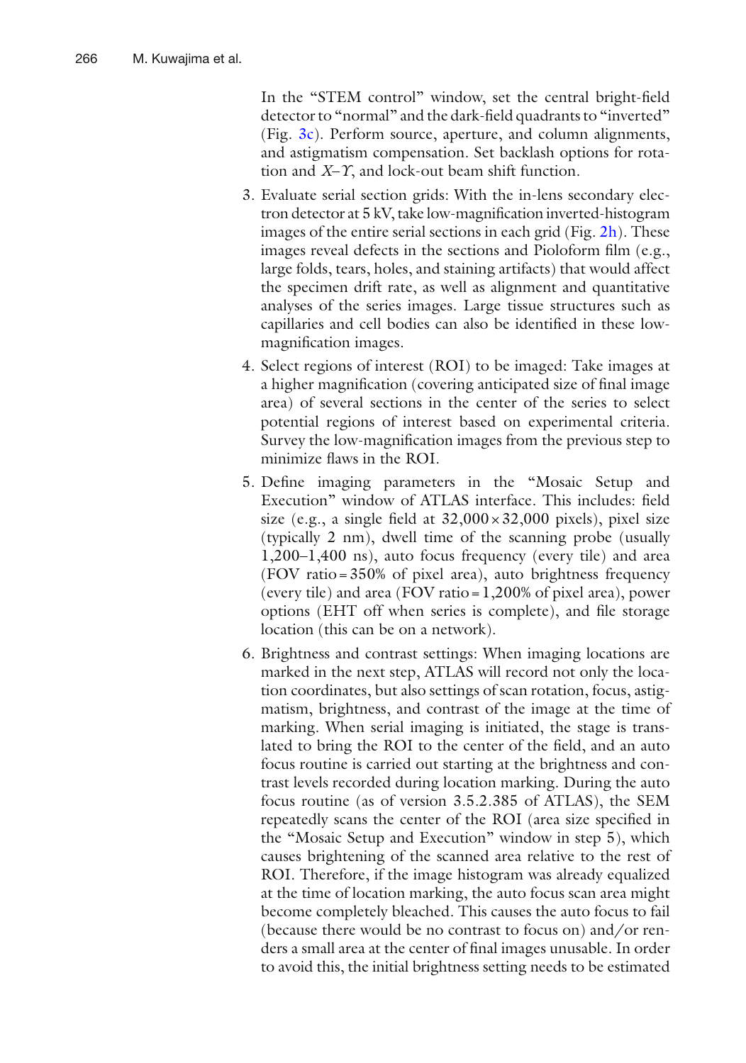In the "STEM control" window, set the central bright-field detector to "normal" and the dark-field quadrants to "inverted" (Fig. 3c). Perform source, aperture, and column alignments, and astigmatism compensation. Set backlash options for rotation and *X*–*Y*, and lock-out beam shift function.

3. Evaluate serial section grids: With the in-lens secondary electron detector at 5 kV, take low-magnification inverted-histogram images of the entire serial sections in each grid (Fig. 2h). These images reveal defects in the sections and Pioloform film (e.g., large folds, tears, holes, and staining artifacts) that would affect the specimen drift rate, as well as alignment and quantitative analyses of the series images. Large tissue structures such as capillaries and cell bodies can also be identified in these low-magnification images.
4. Select regions of interest (ROI) to be imaged: Take images at a higher magnification (covering anticipated size of final image area) of several sections in the center of the series to select potential regions of interest based on experimental criteria. Survey the low-magnification images from the previous step to minimize flaws in the ROI.
5. Define imaging parameters in the "Mosaic Setup and Execution" window of ATLAS interface. This includes: field size (e.g., a single field at $32{,}000 \times 32{,}000$ pixels), pixel size (typically 2 nm), dwell time of the scanning probe (usually 1,200–1,400 ns), auto focus frequency (every tile) and area (FOV ratio = 350% of pixel area), auto brightness frequency (every tile) and area (FOV ratio = 1,200% of pixel area), power options (EHT off when series is complete), and file storage location (this can be on a network).
6. Brightness and contrast settings: When imaging locations are marked in the next step, ATLAS will record not only the location coordinates, but also settings of scan rotation, focus, astigmatism, brightness, and contrast of the image at the time of marking. When serial imaging is initiated, the stage is translated to bring the ROI to the center of the field, and an auto focus routine is carried out starting at the brightness and contrast levels recorded during location marking. During the auto focus routine (as of version 3.5.2.385 of ATLAS), the SEM repeatedly scans the center of the ROI (area size specified in the "Mosaic Setup and Execution" window in step 5), which causes brightening of the scanned area relative to the rest of ROI. Therefore, if the image histogram was already equalized at the time of location marking, the auto focus scan area might become completely bleached. This causes the auto focus to fail (because there would be no contrast to focus on) and/or renders a small area at the center of final images unusable. In order to avoid this, the initial brightness setting needs to be estimated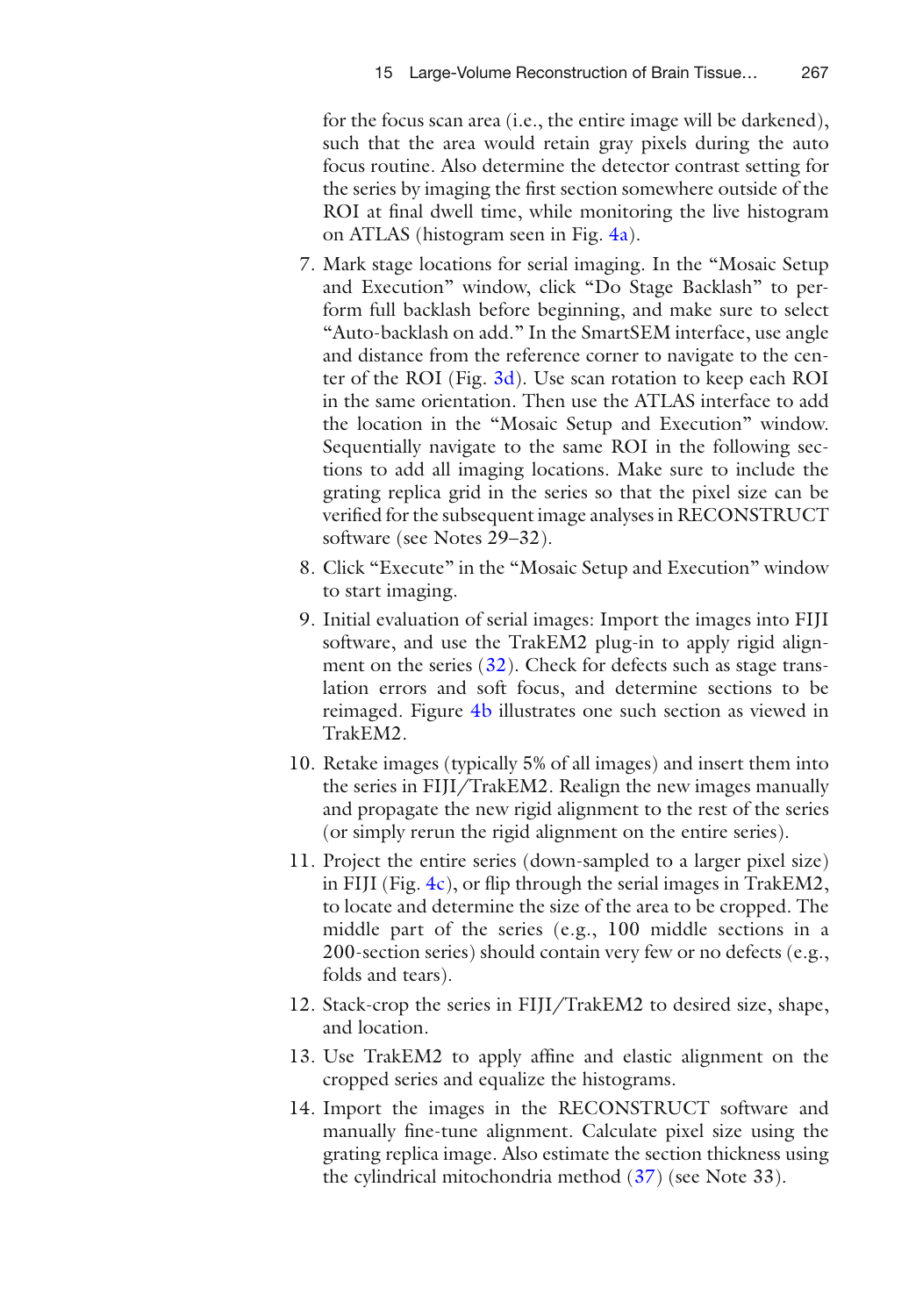for the focus scan area (i.e., the entire image will be darkened), such that the area would retain gray pixels during the auto focus routine. Also determine the detector contrast setting for the series by imaging the first section somewhere outside of the ROI at final dwell time, while monitoring the live histogram on ATLAS (histogram seen in Fig. 4a).

7. Mark stage locations for serial imaging. In the "Mosaic Setup and Execution" window, click "Do Stage Backlash" to perform full backlash before beginning, and make sure to select "Auto-backlash on add." In the SmartSEM interface, use angle and distance from the reference corner to navigate to the center of the ROI (Fig. 3d). Use scan rotation to keep each ROI in the same orientation. Then use the ATLAS interface to add the location in the "Mosaic Setup and Execution" window. Sequentially navigate to the same ROI in the following sections to add all imaging locations. Make sure to include the grating replica grid in the series so that the pixel size can be verified for the subsequent image analyses in RECONSTRUCT software (see Notes 29–32).
8. Click "Execute" in the "Mosaic Setup and Execution" window to start imaging.
9. Initial evaluation of serial images: Import the images into FIJI software, and use the TrakEM2 plug-in to apply rigid alignment on the series (32). Check for defects such as stage translation errors and soft focus, and determine sections to be reimaged. Figure 4b illustrates one such section as viewed in TrakEM2.
10. Retake images (typically 5% of all images) and insert them into the series in FIJI/TrakEM2. Realign the new images manually and propagate the new rigid alignment to the rest of the series (or simply rerun the rigid alignment on the entire series).
11. Project the entire series (down-sampled to a larger pixel size) in FIJI (Fig. 4c), or flip through the serial images in TrakEM2, to locate and determine the size of the area to be cropped. The middle part of the series (e.g., 100 middle sections in a 200-section series) should contain very few or no defects (e.g., folds and tears).
12. Stack-crop the series in FIJI/TrakEM2 to desired size, shape, and location.
13. Use TrakEM2 to apply affine and elastic alignment on the cropped series and equalize the histograms.
14. Import the images in the RECONSTRUCT software and manually fine-tune alignment. Calculate pixel size using the grating replica image. Also estimate the section thickness using the cylindrical mitochondria method (37) (see Note 33).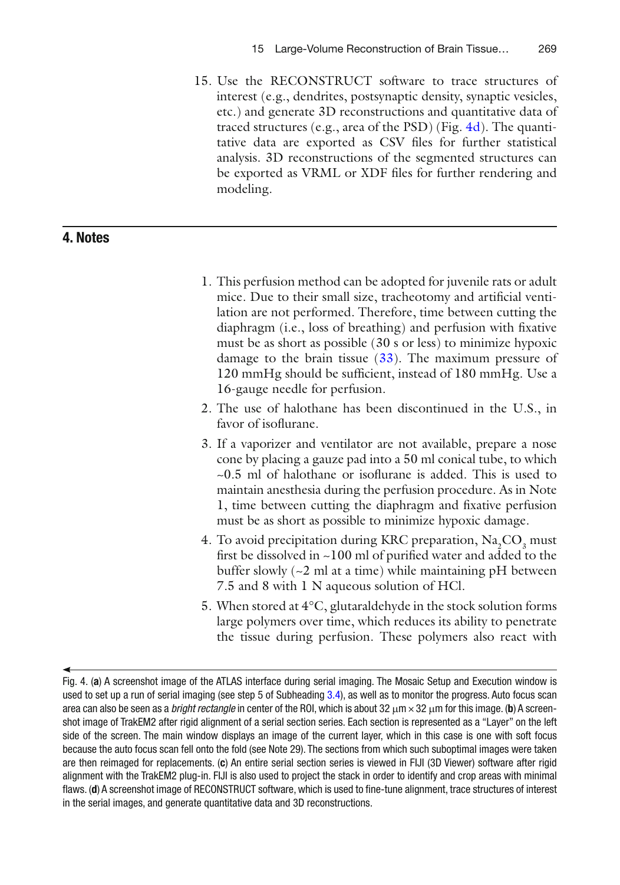15. Use the RECONSTRUCT software to trace structures of interest (e.g., dendrites, postsynaptic density, synaptic vesicles, etc.) and generate 3D reconstructions and quantitative data of traced structures (e.g., area of the PSD) (Fig. 4d). The quantitative data are exported as CSV files for further statistical analysis. 3D reconstructions of the segmented structures can be exported as VRML or XDF files for further rendering and modeling.

## 4. Notes

1. This perfusion method can be adopted for juvenile rats or adult mice. Due to their small size, tracheotomy and artificial ventilation are not performed. Therefore, time between cutting the diaphragm (i.e., loss of breathing) and perfusion with fixative must be as short as possible (30 s or less) to minimize hypoxic damage to the brain tissue (33). The maximum pressure of 120 mmHg should be sufficient, instead of 180 mmHg. Use a 16-gauge needle for perfusion.
2. The use of halothane has been discontinued in the U.S., in favor of isoflurane.
3. If a vaporizer and ventilator are not available, prepare a nose cone by placing a gauze pad into a 50 ml conical tube, to which ~0.5 ml of halothane or isoflurane is added. This is used to maintain anesthesia during the perfusion procedure. As in Note 1, time between cutting the diaphragm and fixative perfusion must be as short as possible to minimize hypoxic damage.
4. To avoid precipitation during KRC preparation, $Na_2CO_3$ must first be dissolved in ~100 ml of purified water and added to the buffer slowly (~2 ml at a time) while maintaining pH between 7.5 and 8 with 1 N aqueous solution of HCl.
5. When stored at 4°C, glutaraldehyde in the stock solution forms large polymers over time, which reduces its ability to penetrate the tissue during perfusion. These polymers also react with

Fig. 4. (**a**) A screenshot image of the ATLAS interface during serial imaging. The Mosaic Setup and Execution window is used to set up a run of serial imaging (see step 5 of Subheading 3.4), as well as to monitor the progress. Auto focus scan area can also be seen as a *bright rectangle* in center of the ROI, which is about 32 μm × 32 μm for this image. (**b**) A screenshot image of TrakEM2 after rigid alignment of a serial section series. Each section is represented as a "Layer" on the left side of the screen. The main window displays an image of the current layer, which in this case is one with soft focus because the auto focus scan fell onto the fold (see Note 29). The sections from which such suboptimal images were taken are then reimaged for replacements. (**c**) An entire serial section series is viewed in FIJI (3D Viewer) software after rigid alignment with the TrakEM2 plug-in. FIJI is also used to project the stack in order to identify and crop areas with minimal flaws. (**d**) A screenshot image of RECONSTRUCT software, which is used to fine-tune alignment, trace structures of interest in the serial images, and generate quantitative data and 3D reconstructions.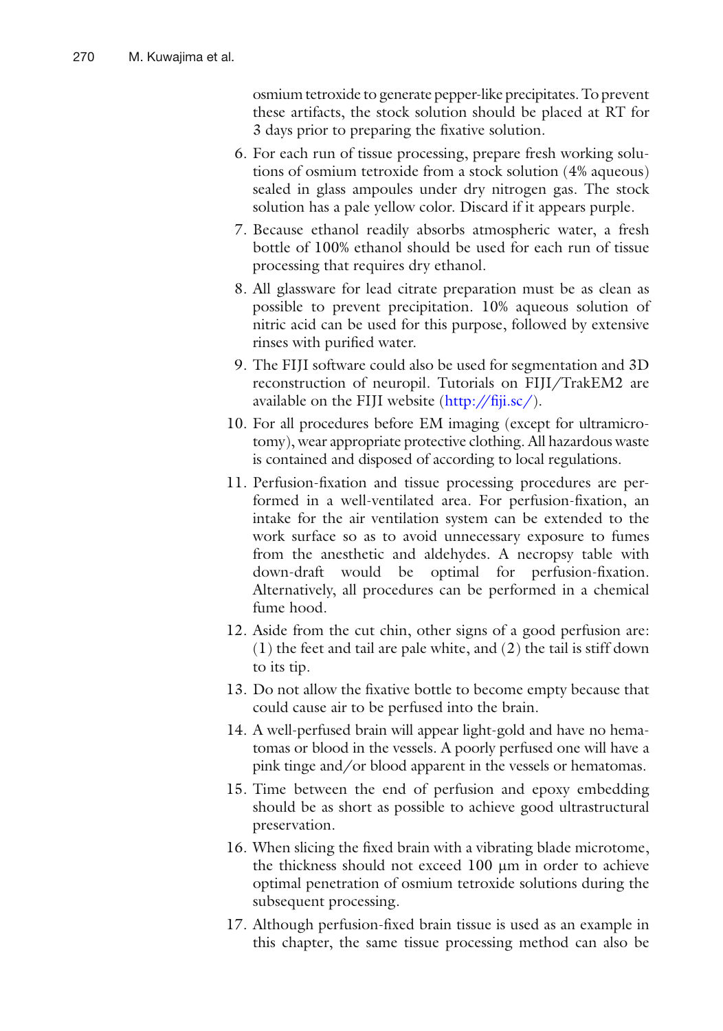osmium tetroxide to generate pepper-like precipitates. To prevent these artifacts, the stock solution should be placed at RT for 3 days prior to preparing the fixative solution.

6. For each run of tissue processing, prepare fresh working solutions of osmium tetroxide from a stock solution (4% aqueous) sealed in glass ampoules under dry nitrogen gas. The stock solution has a pale yellow color. Discard if it appears purple.
7. Because ethanol readily absorbs atmospheric water, a fresh bottle of 100% ethanol should be used for each run of tissue processing that requires dry ethanol.
8. All glassware for lead citrate preparation must be as clean as possible to prevent precipitation. 10% aqueous solution of nitric acid can be used for this purpose, followed by extensive rinses with purified water.
9. The FIJI software could also be used for segmentation and 3D reconstruction of neuropil. Tutorials on FIJI/TrakEM2 are available on the FIJI website (http://fiji.sc/).
10. For all procedures before EM imaging (except for ultramicrotomy), wear appropriate protective clothing. All hazardous waste is contained and disposed of according to local regulations.
11. Perfusion-fixation and tissue processing procedures are performed in a well-ventilated area. For perfusion-fixation, an intake for the air ventilation system can be extended to the work surface so as to avoid unnecessary exposure to fumes from the anesthetic and aldehydes. A necropsy table with down-draft would be optimal for perfusion-fixation. Alternatively, all procedures can be performed in a chemical fume hood.
12. Aside from the cut chin, other signs of a good perfusion are: (1) the feet and tail are pale white, and (2) the tail is stiff down to its tip.
13. Do not allow the fixative bottle to become empty because that could cause air to be perfused into the brain.
14. A well-perfused brain will appear light-gold and have no hematomas or blood in the vessels. A poorly perfused one will have a pink tinge and/or blood apparent in the vessels or hematomas.
15. Time between the end of perfusion and epoxy embedding should be as short as possible to achieve good ultrastructural preservation.
16. When slicing the fixed brain with a vibrating blade microtome, the thickness should not exceed 100 μm in order to achieve optimal penetration of osmium tetroxide solutions during the subsequent processing.
17. Although perfusion-fixed brain tissue is used as an example in this chapter, the same tissue processing method can also be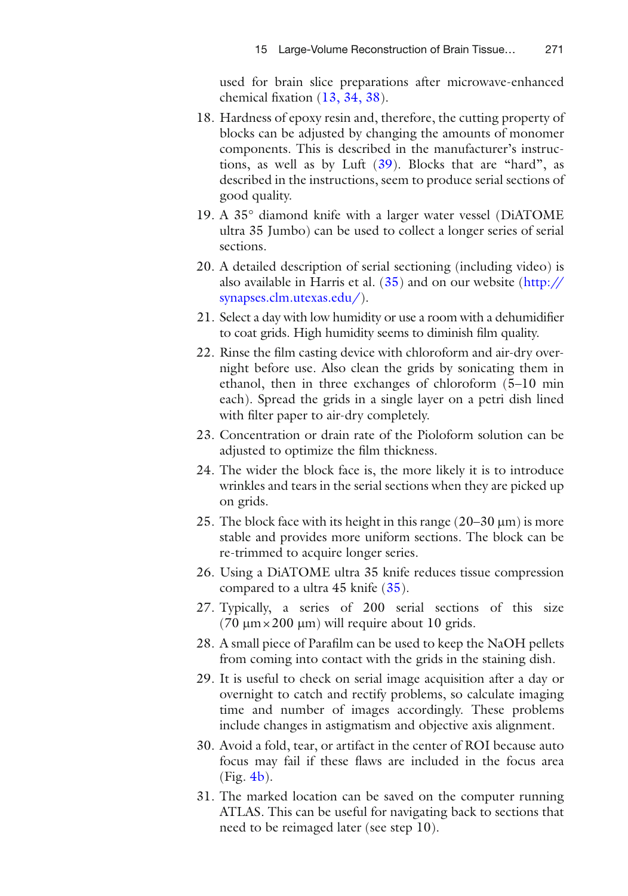used for brain slice preparations after microwave-enhanced chemical fixation (13, 34, 38).

18. Hardness of epoxy resin and, therefore, the cutting property of blocks can be adjusted by changing the amounts of monomer components. This is described in the manufacturer's instructions, as well as by Luft (39). Blocks that are "hard", as described in the instructions, seem to produce serial sections of good quality.
19. A 35° diamond knife with a larger water vessel (DiATOME ultra 35 Jumbo) can be used to collect a longer series of serial sections.
20. A detailed description of serial sectioning (including video) is also available in Harris et al. (35) and on our website (http://synapses.clm.utexas.edu/).
21. Select a day with low humidity or use a room with a dehumidifier to coat grids. High humidity seems to diminish film quality.
22. Rinse the film casting device with chloroform and air-dry overnight before use. Also clean the grids by sonicating them in ethanol, then in three exchanges of chloroform (5–10 min each). Spread the grids in a single layer on a petri dish lined with filter paper to air-dry completely.
23. Concentration or drain rate of the Pioloform solution can be adjusted to optimize the film thickness.
24. The wider the block face is, the more likely it is to introduce wrinkles and tears in the serial sections when they are picked up on grids.
25. The block face with its height in this range (20–30 μm) is more stable and provides more uniform sections. The block can be re-trimmed to acquire longer series.
26. Using a DiATOME ultra 35 knife reduces tissue compression compared to a ultra 45 knife (35).
27. Typically, a series of 200 serial sections of this size (70 μm × 200 μm) will require about 10 grids.
28. A small piece of Parafilm can be used to keep the NaOH pellets from coming into contact with the grids in the staining dish.
29. It is useful to check on serial image acquisition after a day or overnight to catch and rectify problems, so calculate imaging time and number of images accordingly. These problems include changes in astigmatism and objective axis alignment.
30. Avoid a fold, tear, or artifact in the center of ROI because auto focus may fail if these flaws are included in the focus area (Fig. 4b).
31. The marked location can be saved on the computer running ATLAS. This can be useful for navigating back to sections that need to be reimaged later (see step 10).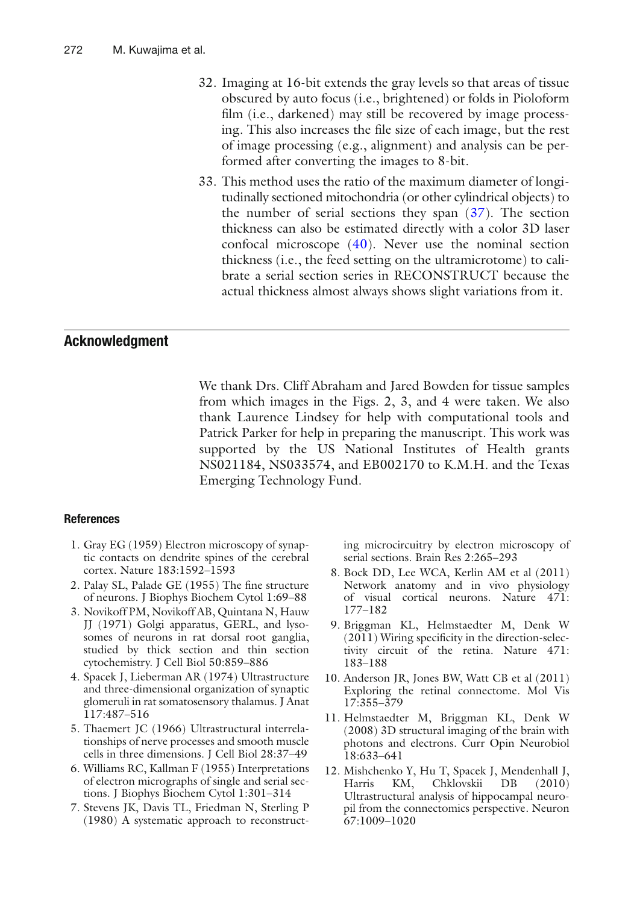32. Imaging at 16-bit extends the gray levels so that areas of tissue obscured by auto focus (i.e., brightened) or folds in Pioloform film (i.e., darkened) may still be recovered by image processing. This also increases the file size of each image, but the rest of image processing (e.g., alignment) and analysis can be performed after converting the images to 8-bit.

33. This method uses the ratio of the maximum diameter of longitudinally sectioned mitochondria (or other cylindrical objects) to the number of serial sections they span (37). The section thickness can also be estimated directly with a color 3D laser confocal microscope (40). Never use the nominal section thickness (i.e., the feed setting on the ultramicrotome) to calibrate a serial section series in RECONSTRUCT because the actual thickness almost always shows slight variations from it.

## Acknowledgment

We thank Drs. Cliff Abraham and Jared Bowden for tissue samples from which images in the Figs. 2, 3, and 4 were taken. We also thank Laurence Lindsey for help with computational tools and Patrick Parker for help in preparing the manuscript. This work was supported by the US National Institutes of Health grants NS021184, NS033574, and EB002170 to K.M.H. and the Texas Emerging Technology Fund.

### References

1. Gray EG (1959) Electron microscopy of synaptic contacts on dendrite spines of the cerebral cortex. Nature 183:1592–1593
2. Palay SL, Palade GE (1955) The fine structure of neurons. J Biophys Biochem Cytol 1:69–88
3. Novikoff PM, Novikoff AB, Quintana N, Hauw JJ (1971) Golgi apparatus, GERL, and lysosomes of neurons in rat dorsal root ganglia, studied by thick section and thin section cytochemistry. J Cell Biol 50:859–886
4. Spacek J, Lieberman AR (1974) Ultrastructure and three-dimensional organization of synaptic glomeruli in rat somatosensory thalamus. J Anat 117:487–516
5. Thaemert JC (1966) Ultrastructural interrelationships of nerve processes and smooth muscle cells in three dimensions. J Cell Biol 28:37–49
6. Williams RC, Kallman F (1955) Interpretations of electron micrographs of single and serial sections. J Biophys Biochem Cytol 1:301–314
7. Stevens JK, Davis TL, Friedman N, Sterling P (1980) A systematic approach to reconstructing microcircuitry by electron microscopy of serial sections. Brain Res 2:265–293
8. Bock DD, Lee WCA, Kerlin AM et al (2011) Network anatomy and in vivo physiology of visual cortical neurons. Nature 471:177–182
9. Briggman KL, Helmstaedter M, Denk W (2011) Wiring specificity in the direction-selectivity circuit of the retina. Nature 471:183–188
10. Anderson JR, Jones BW, Watt CB et al (2011) Exploring the retinal connectome. Mol Vis 17:355–379
11. Helmstaedter M, Briggman KL, Denk W (2008) 3D structural imaging of the brain with photons and electrons. Curr Opin Neurobiol 18:633–641
12. Mishchenko Y, Hu T, Spacek J, Mendenhall J, Harris KM, Chklovskii DB (2010) Ultrastructural analysis of hippocampal neuropil from the connectomics perspective. Neuron 67:1009–1020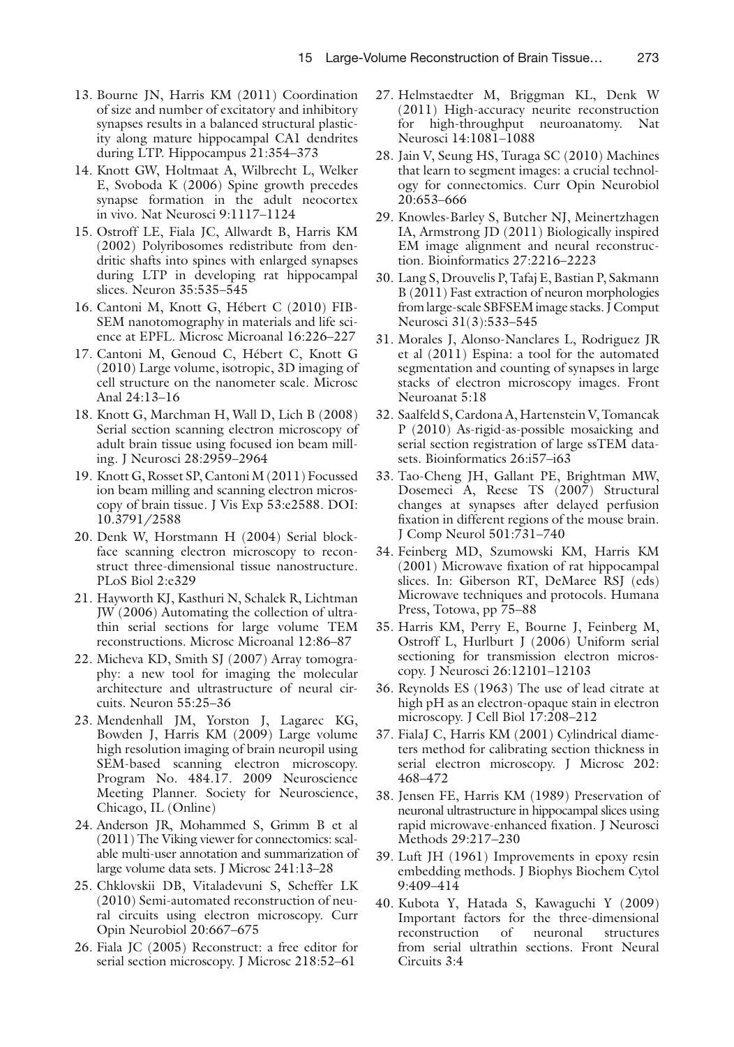13. Bourne JN, Harris KM (2011) Coordination of size and number of excitatory and inhibitory synapses results in a balanced structural plasticity along mature hippocampal CA1 dendrites during LTP. Hippocampus 21:354–373
14. Knott GW, Holtmaat A, Wilbrecht L, Welker E, Svoboda K (2006) Spine growth precedes synapse formation in the adult neocortex in vivo. Nat Neurosci 9:1117–1124
15. Ostroff LE, Fiala JC, Allwardt B, Harris KM (2002) Polyribosomes redistribute from dendritic shafts into spines with enlarged synapses during LTP in developing rat hippocampal slices. Neuron 35:535–545
16. Cantoni M, Knott G, Hébert C (2010) FIB-SEM nanotomography in materials and life science at EPFL. Microsc Microanal 16:226–227
17. Cantoni M, Genoud C, Hébert C, Knott G (2010) Large volume, isotropic, 3D imaging of cell structure on the nanometer scale. Microsc Anal 24:13–16
18. Knott G, Marchman H, Wall D, Lich B (2008) Serial section scanning electron microscopy of adult brain tissue using focused ion beam milling. J Neurosci 28:2959–2964
19. Knott G, Rosset SP, Cantoni M (2011) Focussed ion beam milling and scanning electron microscopy of brain tissue. J Vis Exp 53:e2588. DOI: 10.3791/2588
20. Denk W, Horstmann H (2004) Serial block-face scanning electron microscopy to reconstruct three-dimensional tissue nanostructure. PLoS Biol 2:e329
21. Hayworth KJ, Kasthuri N, Schalek R, Lichtman JW (2006) Automating the collection of ultrathin serial sections for large volume TEM reconstructions. Microsc Microanal 12:86–87
22. Micheva KD, Smith SJ (2007) Array tomography: a new tool for imaging the molecular architecture and ultrastructure of neural circuits. Neuron 55:25–36
23. Mendenhall JM, Yorston J, Lagarec KG, Bowden J, Harris KM (2009) Large volume high resolution imaging of brain neuropil using SEM-based scanning electron microscopy. Program No. 484.17. 2009 Neuroscience Meeting Planner. Society for Neuroscience, Chicago, IL (Online)
24. Anderson JR, Mohammed S, Grimm B et al (2011) The Viking viewer for connectomics: scalable multi-user annotation and summarization of large volume data sets. J Microsc 241:13–28
25. Chklovskii DB, Vitaladevuni S, Scheffer LK (2010) Semi-automated reconstruction of neural circuits using electron microscopy. Curr Opin Neurobiol 20:667–675
26. Fiala JC (2005) Reconstruct: a free editor for serial section microscopy. J Microsc 218:52–61
27. Helmstaedter M, Briggman KL, Denk W (2011) High-accuracy neurite reconstruction for high-throughput neuroanatomy. Nat Neurosci 14:1081–1088
28. Jain V, Seung HS, Turaga SC (2010) Machines that learn to segment images: a crucial technology for connectomics. Curr Opin Neurobiol 20:653–666
29. Knowles-Barley S, Butcher NJ, Meinertzhagen IA, Armstrong JD (2011) Biologically inspired EM image alignment and neural reconstruction. Bioinformatics 27:2216–2223
30. Lang S, Drouvelis P, Tafaj E, Bastian P, Sakmann B (2011) Fast extraction of neuron morphologies from large-scale SBFSEM image stacks. J Comput Neurosci 31(3):533–545
31. Morales J, Alonso-Nanclares L, Rodriguez JR et al (2011) Espina: a tool for the automated segmentation and counting of synapses in large stacks of electron microscopy images. Front Neuroanat 5:18
32. Saalfeld S, Cardona A, Hartenstein V, Tomancak P (2010) As-rigid-as-possible mosaicking and serial section registration of large ssTEM datasets. Bioinformatics 26:i57–i63
33. Tao-Cheng JH, Gallant PE, Brightman MW, Dosemeci A, Reese TS (2007) Structural changes at synapses after delayed perfusion fixation in different regions of the mouse brain. J Comp Neurol 501:731–740
34. Feinberg MD, Szumowski KM, Harris KM (2001) Microwave fixation of rat hippocampal slices. In: Giberson RT, DeMaree RSJ (eds) Microwave techniques and protocols. Humana Press, Totowa, pp 75–88
35. Harris KM, Perry E, Bourne J, Feinberg M, Ostroff L, Hurlburt J (2006) Uniform serial sectioning for transmission electron microscopy. J Neurosci 26:12101–12103
36. Reynolds ES (1963) The use of lead citrate at high pH as an electron-opaque stain in electron microscopy. J Cell Biol 17:208–212
37. FialaJ C, Harris KM (2001) Cylindrical diameters method for calibrating section thickness in serial electron microscopy. J Microsc 202: 468–472
38. Jensen FE, Harris KM (1989) Preservation of neuronal ultrastructure in hippocampal slices using rapid microwave-enhanced fixation. J Neurosci Methods 29:217–230
39. Luft JH (1961) Improvements in epoxy resin embedding methods. J Biophys Biochem Cytol 9:409–414
40. Kubota Y, Hatada S, Kawaguchi Y (2009) Important factors for the three-dimensional reconstruction of neuronal structures from serial ultrathin sections. Front Neural Circuits 3:4